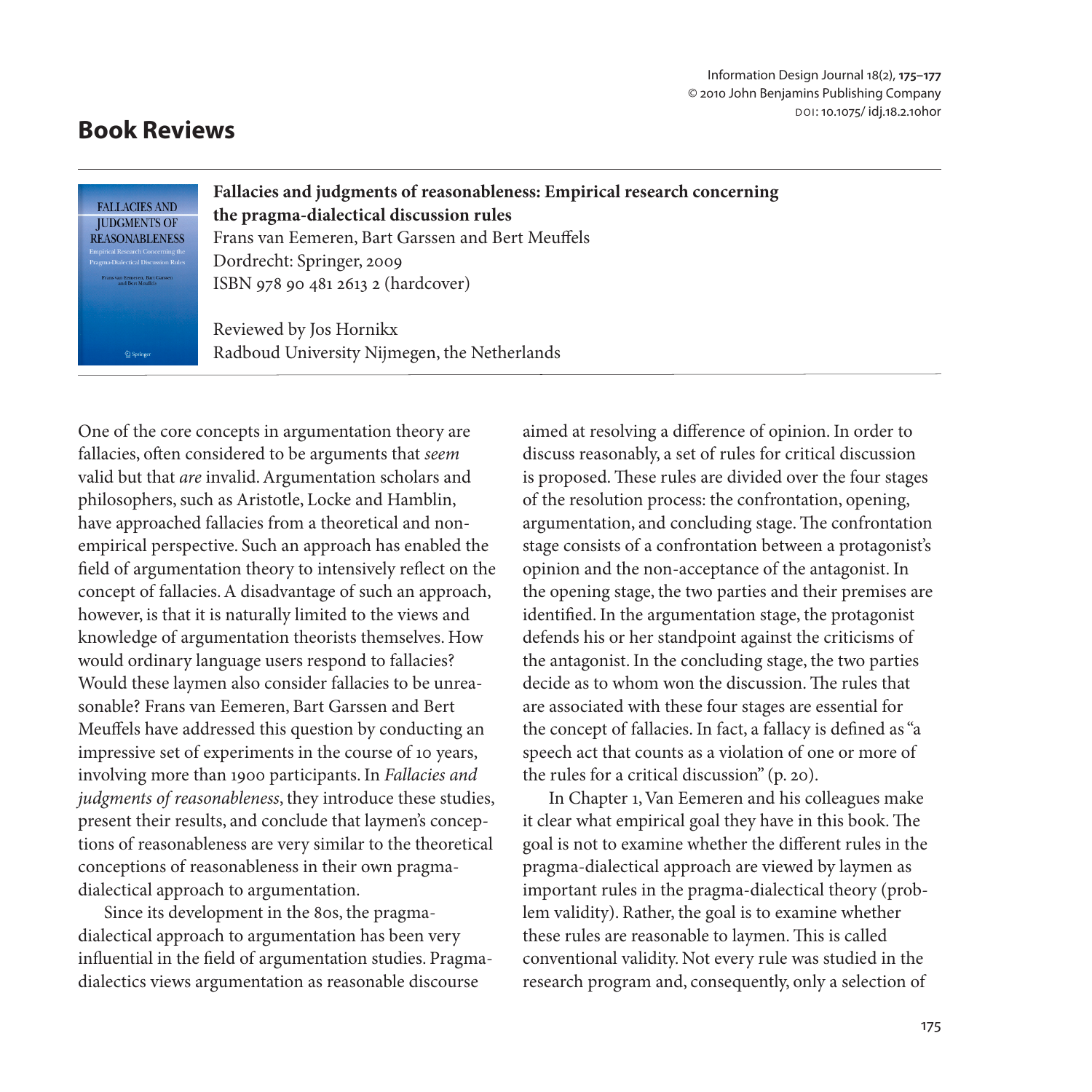# Book Reviews

**Fallacies and judgments of reasonableness: Empirical research concerning the pragma-dialectical discussion rules**
Frans van Eemeren, Bart Garssen and Bert Meuffels
Dordrecht: Springer, 2009
ISBN 978 90 481 2613 2 (hardcover)

Reviewed by Jos Hornikx
Radboud University Nijmegen, the Netherlands

One of the core concepts in argumentation theory are fallacies, often considered to be arguments that *seem* valid but that *are* invalid. Argumentation scholars and philosophers, such as Aristotle, Locke and Hamblin, have approached fallacies from a theoretical and non-empirical perspective. Such an approach has enabled the field of argumentation theory to intensively reflect on the concept of fallacies. A disadvantage of such an approach, however, is that it is naturally limited to the views and knowledge of argumentation theorists themselves. How would ordinary language users respond to fallacies? Would these laymen also consider fallacies to be unreasonable? Frans van Eemeren, Bart Garssen and Bert Meuffels have addressed this question by conducting an impressive set of experiments in the course of 10 years, involving more than 1900 participants. In *Fallacies and judgments of reasonableness*, they introduce these studies, present their results, and conclude that laymen's conceptions of reasonableness are very similar to the theoretical conceptions of reasonableness in their own pragma-dialectical approach to argumentation.

Since its development in the 80s, the pragma-dialectical approach to argumentation has been very influential in the field of argumentation studies. Pragma-dialectics views argumentation as reasonable discourse aimed at resolving a difference of opinion. In order to discuss reasonably, a set of rules for critical discussion is proposed. These rules are divided over the four stages of the resolution process: the confrontation, opening, argumentation, and concluding stage. The confrontation stage consists of a confrontation between a protagonist's opinion and the non-acceptance of the antagonist. In the opening stage, the two parties and their premises are identified. In the argumentation stage, the protagonist defends his or her standpoint against the criticisms of the antagonist. In the concluding stage, the two parties decide as to whom won the discussion. The rules that are associated with these four stages are essential for the concept of fallacies. In fact, a fallacy is defined as "a speech act that counts as a violation of one or more of the rules for a critical discussion" (p. 20).

In Chapter 1, Van Eemeren and his colleagues make it clear what empirical goal they have in this book. The goal is not to examine whether the different rules in the pragma-dialectical approach are viewed by laymen as important rules in the pragma-dialectical theory (problem validity). Rather, the goal is to examine whether these rules are reasonable to laymen. This is called conventional validity. Not every rule was studied in the research program and, consequently, only a selection of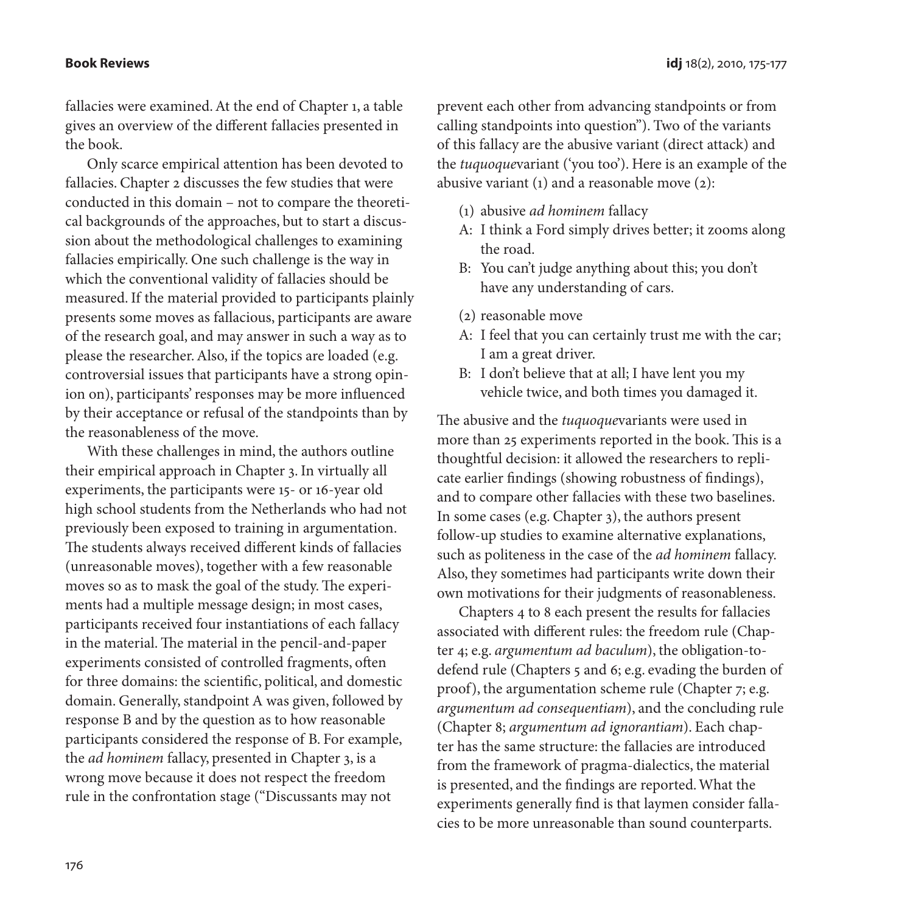fallacies were examined. At the end of Chapter 1, a table gives an overview of the different fallacies presented in the book.

Only scarce empirical attention has been devoted to fallacies. Chapter 2 discusses the few studies that were conducted in this domain – not to compare the theoretical backgrounds of the approaches, but to start a discussion about the methodological challenges to examining fallacies empirically. One such challenge is the way in which the conventional validity of fallacies should be measured. If the material provided to participants plainly presents some moves as fallacious, participants are aware of the research goal, and may answer in such a way as to please the researcher. Also, if the topics are loaded (e.g. controversial issues that participants have a strong opinion on), participants' responses may be more influenced by their acceptance or refusal of the standpoints than by the reasonableness of the move.

With these challenges in mind, the authors outline their empirical approach in Chapter 3. In virtually all experiments, the participants were 15- or 16-year old high school students from the Netherlands who had not previously been exposed to training in argumentation. The students always received different kinds of fallacies (unreasonable moves), together with a few reasonable moves so as to mask the goal of the study. The experiments had a multiple message design; in most cases, participants received four instantiations of each fallacy in the material. The material in the pencil-and-paper experiments consisted of controlled fragments, often for three domains: the scientific, political, and domestic domain. Generally, standpoint A was given, followed by response B and by the question as to how reasonable participants considered the response of B. For example, the *ad hominem* fallacy, presented in Chapter 3, is a wrong move because it does not respect the freedom rule in the confrontation stage ("Discussants may not prevent each other from advancing standpoints or from calling standpoints into question"). Two of the variants of this fallacy are the abusive variant (direct attack) and the *tuquoque*variant ('you too'). Here is an example of the abusive variant (1) and a reasonable move (2):

(1) abusive *ad hominem* fallacy
A: I think a Ford simply drives better; it zooms along the road.
B: You can't judge anything about this; you don't have any understanding of cars.

(2) reasonable move
A: I feel that you can certainly trust me with the car; I am a great driver.
B: I don't believe that at all; I have lent you my vehicle twice, and both times you damaged it.

The abusive and the *tuquoque*variants were used in more than 25 experiments reported in the book. This is a thoughtful decision: it allowed the researchers to replicate earlier findings (showing robustness of findings), and to compare other fallacies with these two baselines. In some cases (e.g. Chapter 3), the authors present follow-up studies to examine alternative explanations, such as politeness in the case of the *ad hominem* fallacy. Also, they sometimes had participants write down their own motivations for their judgments of reasonableness.

Chapters 4 to 8 each present the results for fallacies associated with different rules: the freedom rule (Chapter 4; e.g. *argumentum ad baculum*), the obligation-to-defend rule (Chapters 5 and 6; e.g. evading the burden of proof), the argumentation scheme rule (Chapter 7; e.g. *argumentum ad consequentiam*), and the concluding rule (Chapter 8; *argumentum ad ignorantiam*). Each chapter has the same structure: the fallacies are introduced from the framework of pragma-dialectics, the material is presented, and the findings are reported. What the experiments generally find is that laymen consider fallacies to be more unreasonable than sound counterparts.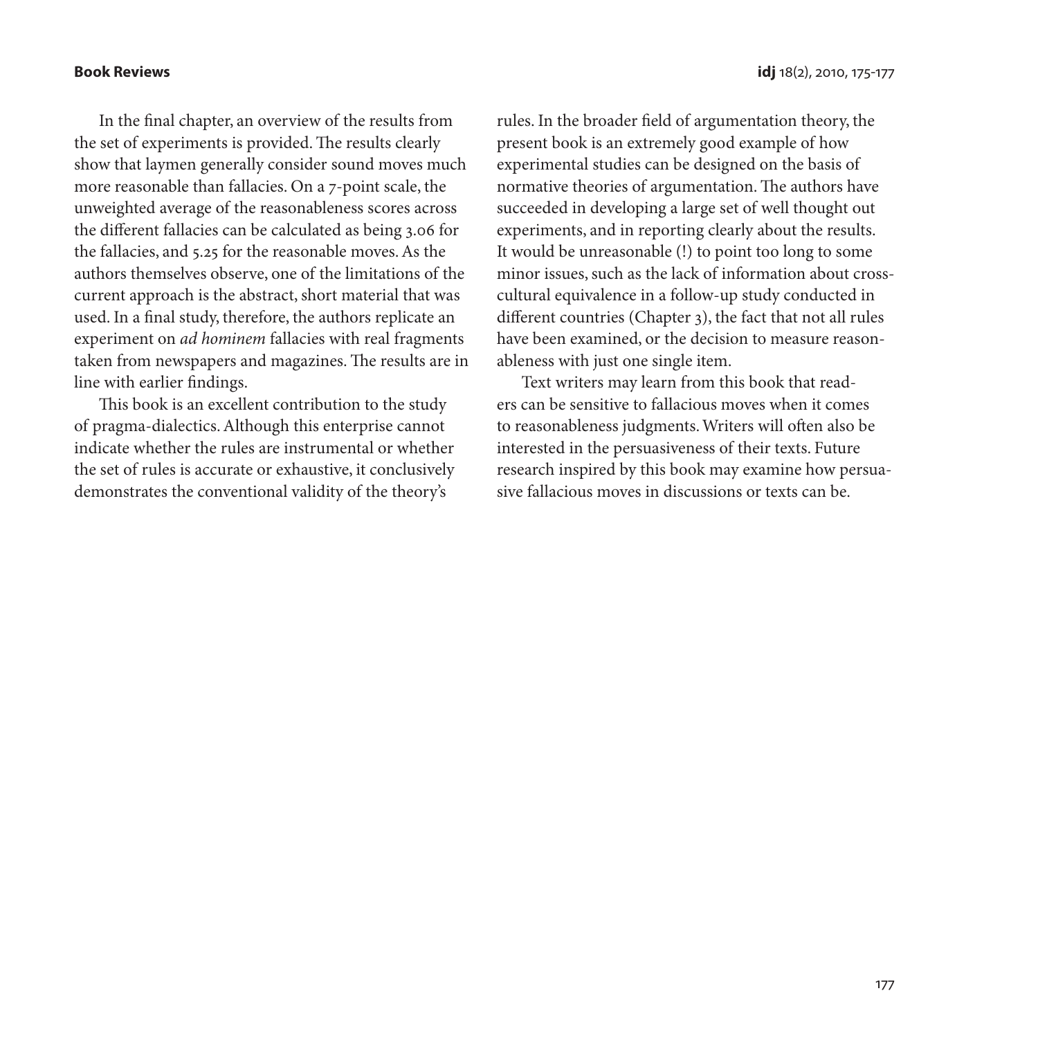In the final chapter, an overview of the results from the set of experiments is provided. The results clearly show that laymen generally consider sound moves much more reasonable than fallacies. On a 7-point scale, the unweighted average of the reasonableness scores across the different fallacies can be calculated as being 3.06 for the fallacies, and 5.25 for the reasonable moves. As the authors themselves observe, one of the limitations of the current approach is the abstract, short material that was used. In a final study, therefore, the authors replicate an experiment on *ad hominem* fallacies with real fragments taken from newspapers and magazines. The results are in line with earlier findings.

This book is an excellent contribution to the study of pragma-dialectics. Although this enterprise cannot indicate whether the rules are instrumental or whether the set of rules is accurate or exhaustive, it conclusively demonstrates the conventional validity of the theory's rules. In the broader field of argumentation theory, the present book is an extremely good example of how experimental studies can be designed on the basis of normative theories of argumentation. The authors have succeeded in developing a large set of well thought out experiments, and in reporting clearly about the results. It would be unreasonable (!) to point too long to some minor issues, such as the lack of information about cross-cultural equivalence in a follow-up study conducted in different countries (Chapter 3), the fact that not all rules have been examined, or the decision to measure reasonableness with just one single item.

Text writers may learn from this book that readers can be sensitive to fallacious moves when it comes to reasonableness judgments. Writers will often also be interested in the persuasiveness of their texts. Future research inspired by this book may examine how persuasive fallacious moves in discussions or texts can be.